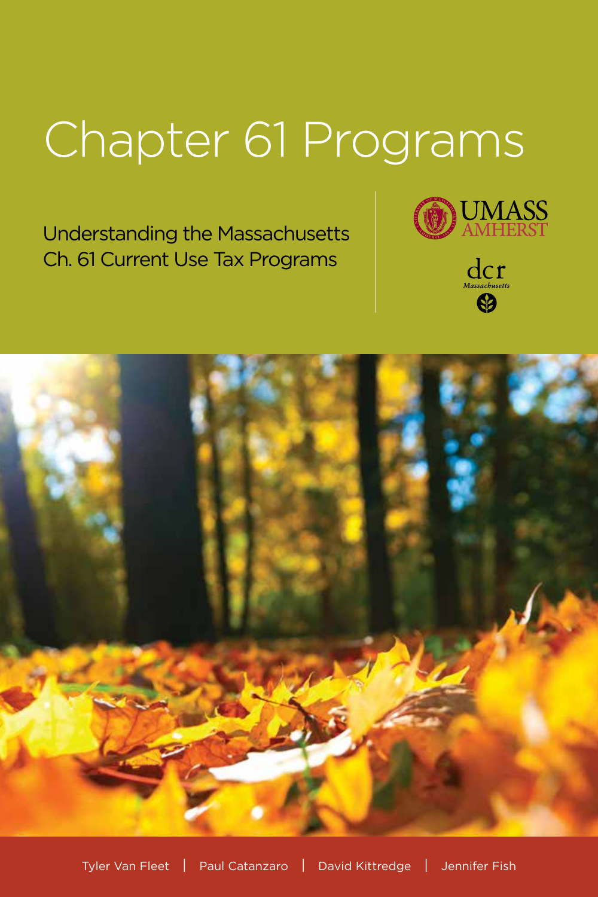# Chapter 61 Programs

Understanding the Massachusetts Ch. 61 Current Use Tax Programs

UMASS AMHERST

dcr Massachusetts

Tyler Van Fleet | Paul Catanzaro | David Kittredge | Jennifer Fish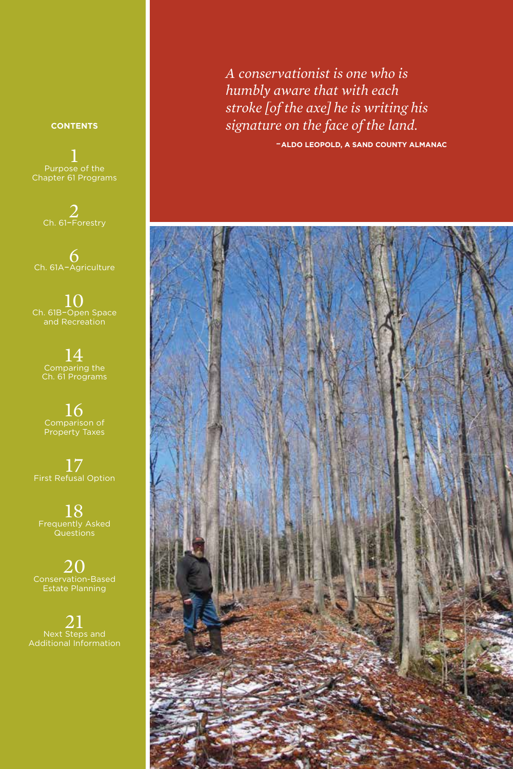**CONTENTS**

1 Purpose of the Chapter 61 Programs

2 Ch. 61–Forestry

6 Ch. 61A–Agriculture

10 Ch. 61B–Open Space and Recreation

14 Comparing the Ch. 61 Programs

16 Comparison of Property Taxes

17 First Refusal Option

18 Frequently Asked Questions

20 Conservation-Based Estate Planning

21 Next Steps and Additional Information

*A conservationist is one who is humbly aware that with each stroke [of the axe] he is writing his signature on the face of the land.*

—**ALDO LEOPOLD, A SAND COUNTY ALMANAC**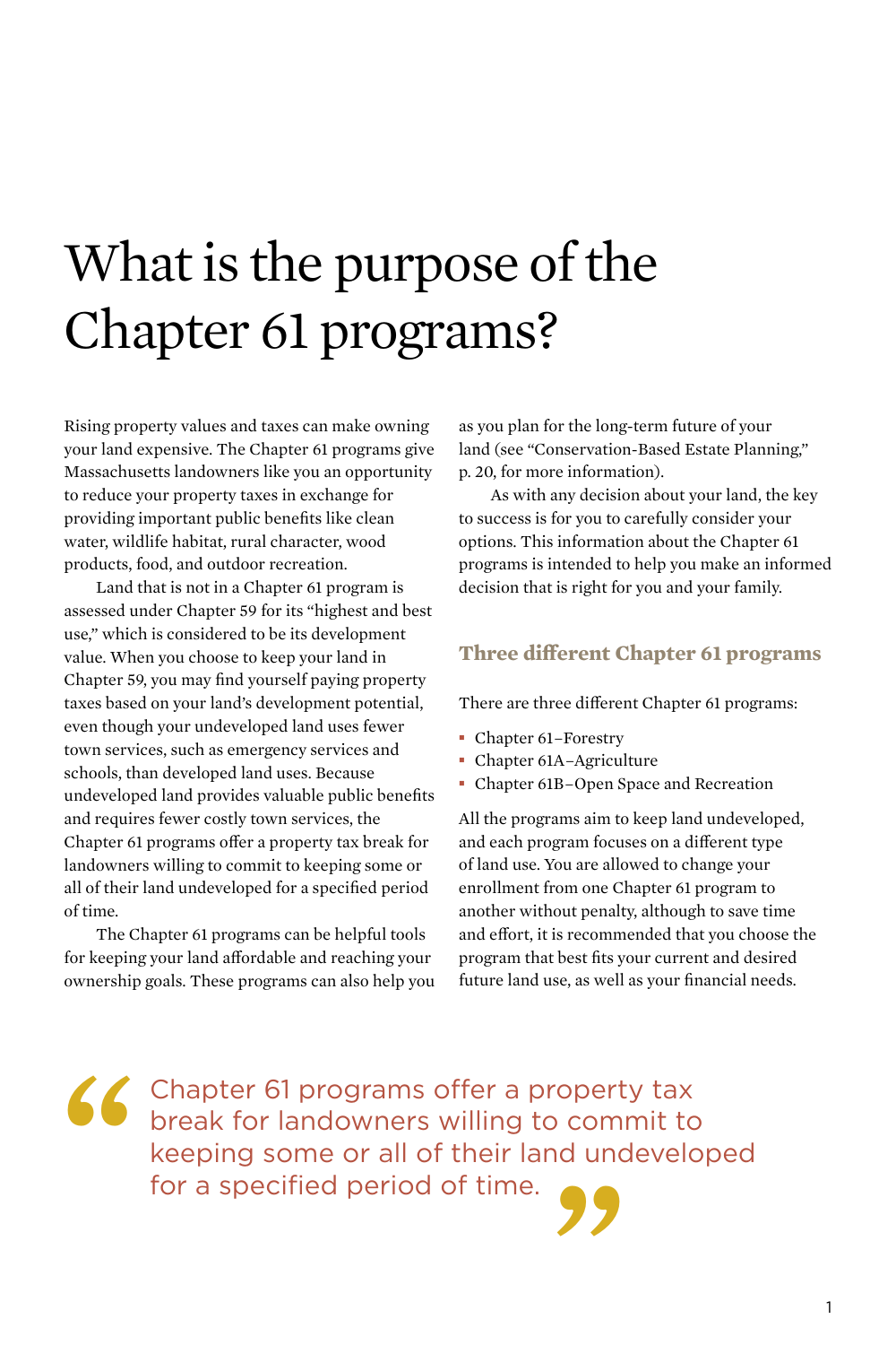# What is the purpose of the Chapter 61 programs?

Rising property values and taxes can make owning your land expensive. The Chapter 61 programs give Massachusetts landowners like you an opportunity to reduce your property taxes in exchange for providing important public benefits like clean water, wildlife habitat, rural character, wood products, food, and outdoor recreation.

Land that is not in a Chapter 61 program is assessed under Chapter 59 for its "highest and best use," which is considered to be its development value. When you choose to keep your land in Chapter 59, you may find yourself paying property taxes based on your land's development potential, even though your undeveloped land uses fewer town services, such as emergency services and schools, than developed land uses. Because undeveloped land provides valuable public benefits and requires fewer costly town services, the Chapter 61 programs offer a property tax break for landowners willing to commit to keeping some or all of their land undeveloped for a specified period of time.

The Chapter 61 programs can be helpful tools for keeping your land affordable and reaching your ownership goals. These programs can also help you as you plan for the long-term future of your land (see "Conservation-Based Estate Planning," p. 20, for more information).

As with any decision about your land, the key to success is for you to carefully consider your options. This information about the Chapter 61 programs is intended to help you make an informed decision that is right for you and your family.

## Three different Chapter 61 programs

There are three different Chapter 61 programs:

- Chapter 61–Forestry
- Chapter 61A–Agriculture
- Chapter 61B–Open Space and Recreation

All the programs aim to keep land undeveloped, and each program focuses on a different type of land use. You are allowed to change your enrollment from one Chapter 61 program to another without penalty, although to save time and effort, it is recommended that you choose the program that best fits your current and desired future land use, as well as your financial needs.

> "Chapter 61 programs offer a property tax break for landowners willing to commit to keeping some or all of their land undeveloped for a specified period of time."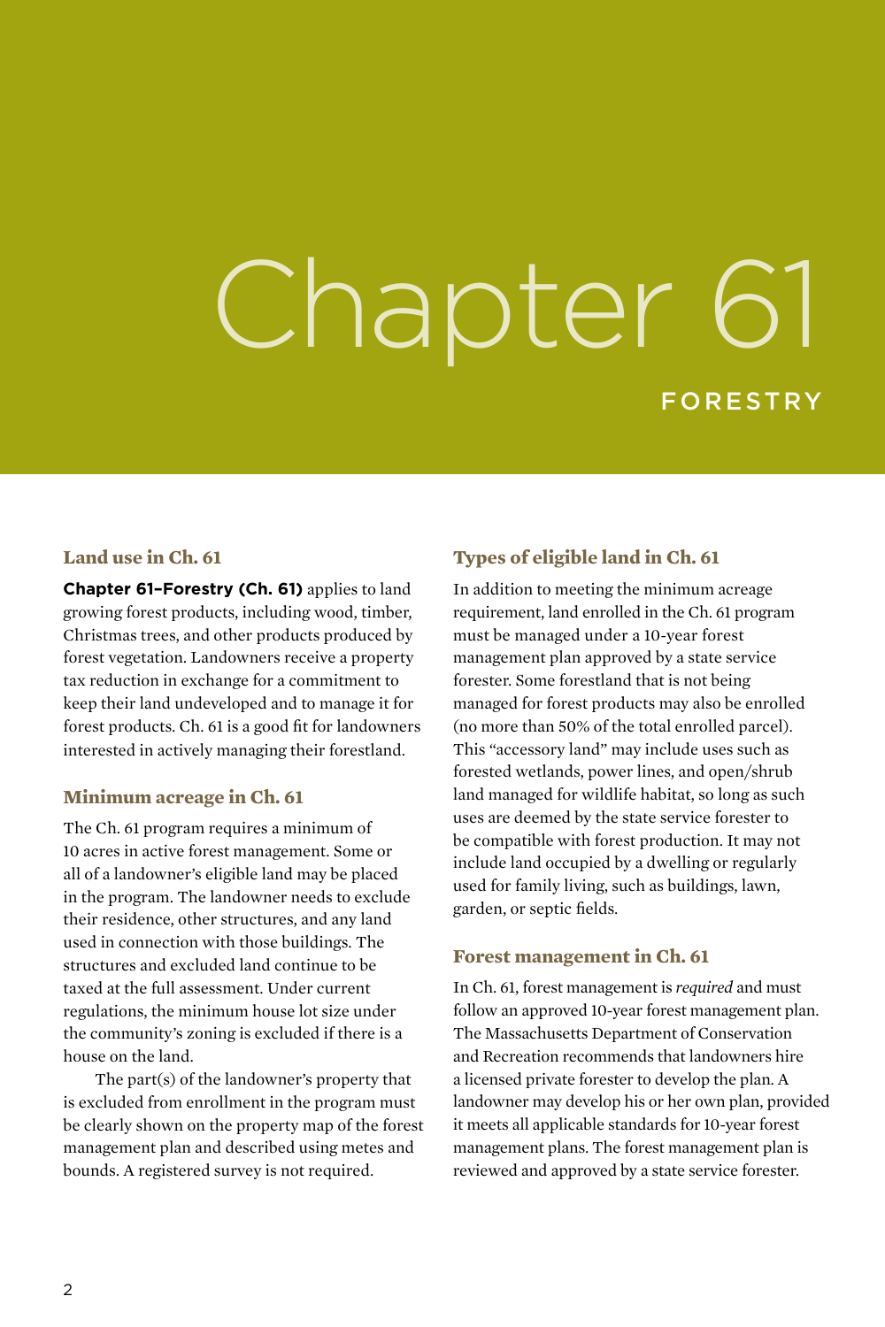# Chapter 61

## FORESTRY

### Land use in Ch. 61

**Chapter 61–Forestry (Ch. 61)** applies to land growing forest products, including wood, timber, Christmas trees, and other products produced by forest vegetation. Landowners receive a property tax reduction in exchange for a commitment to keep their land undeveloped and to manage it for forest products. Ch. 61 is a good fit for landowners interested in actively managing their forestland.

### Minimum acreage in Ch. 61

The Ch. 61 program requires a minimum of 10 acres in active forest management. Some or all of a landowner's eligible land may be placed in the program. The landowner needs to exclude their residence, other structures, and any land used in connection with those buildings. The structures and excluded land continue to be taxed at the full assessment. Under current regulations, the minimum house lot size under the community's zoning is excluded if there is a house on the land.

The part(s) of the landowner's property that is excluded from enrollment in the program must be clearly shown on the property map of the forest management plan and described using metes and bounds. A registered survey is not required.

### Types of eligible land in Ch. 61

In addition to meeting the minimum acreage requirement, land enrolled in the Ch. 61 program must be managed under a 10-year forest management plan approved by a state service forester. Some forestland that is not being managed for forest products may also be enrolled (no more than 50% of the total enrolled parcel). This "accessory land" may include uses such as forested wetlands, power lines, and open/shrub land managed for wildlife habitat, so long as such uses are deemed by the state service forester to be compatible with forest production. It may not include land occupied by a dwelling or regularly used for family living, such as buildings, lawn, garden, or septic fields.

### Forest management in Ch. 61

In Ch. 61, forest management is *required* and must follow an approved 10-year forest management plan. The Massachusetts Department of Conservation and Recreation recommends that landowners hire a licensed private forester to develop the plan. A landowner may develop his or her own plan, provided it meets all applicable standards for 10-year forest management plans. The forest management plan is reviewed and approved by a state service forester.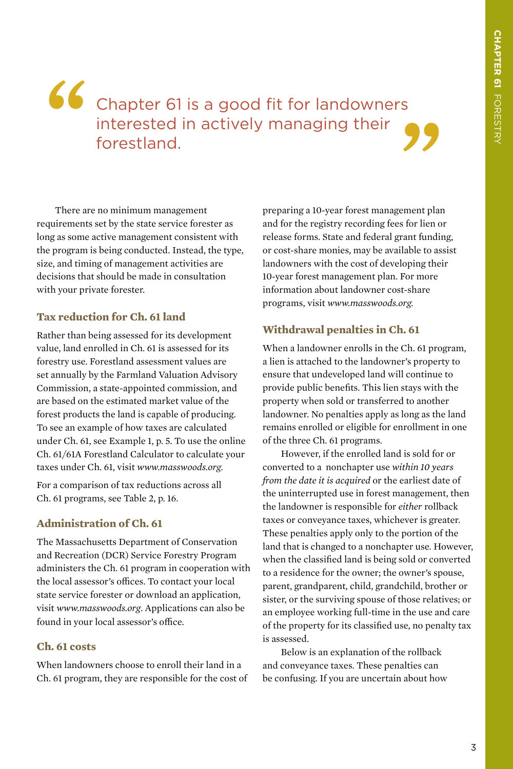> Chapter 61 is a good fit for landowners interested in actively managing their forestland.

There are no minimum management requirements set by the state service forester as long as some active management consistent with the program is being conducted. Instead, the type, size, and timing of management activities are decisions that should be made in consultation with your private forester.

### Tax reduction for Ch. 61 land

Rather than being assessed for its development value, land enrolled in Ch. 61 is assessed for its forestry use. Forestland assessment values are set annually by the Farmland Valuation Advisory Commission, a state-appointed commission, and are based on the estimated market value of the forest products the land is capable of producing. To see an example of how taxes are calculated under Ch. 61, see Example 1, p. 5. To use the online Ch. 61/61A Forestland Calculator to calculate your taxes under Ch. 61, visit *www.masswoods.org*.

For a comparison of tax reductions across all Ch. 61 programs, see Table 2, p. 16.

### Administration of Ch. 61

The Massachusetts Department of Conservation and Recreation (DCR) Service Forestry Program administers the Ch. 61 program in cooperation with the local assessor's offices. To contact your local state service forester or download an application, visit *www.masswoods.org*. Applications can also be found in your local assessor's office.

### Ch. 61 costs

When landowners choose to enroll their land in a Ch. 61 program, they are responsible for the cost of preparing a 10-year forest management plan and for the registry recording fees for lien or release forms. State and federal grant funding, or cost-share monies, may be available to assist landowners with the cost of developing their 10-year forest management plan. For more information about landowner cost-share programs, visit *www.masswoods.org*.

### Withdrawal penalties in Ch. 61

When a landowner enrolls in the Ch. 61 program, a lien is attached to the landowner's property to ensure that undeveloped land will continue to provide public benefits. This lien stays with the property when sold or transferred to another landowner. No penalties apply as long as the land remains enrolled or eligible for enrollment in one of the three Ch. 61 programs.

However, if the enrolled land is sold for or converted to a nonchapter use *within 10 years from the date it is acquired* or the earliest date of the uninterrupted use in forest management, then the landowner is responsible for *either* rollback taxes or conveyance taxes, whichever is greater. These penalties apply only to the portion of the land that is changed to a nonchapter use. However, when the classified land is being sold or converted to a residence for the owner; the owner's spouse, parent, grandparent, child, grandchild, brother or sister, or the surviving spouse of those relatives; or an employee working full-time in the use and care of the property for its classified use, no penalty tax is assessed.

Below is an explanation of the rollback and conveyance taxes. These penalties can be confusing. If you are uncertain about how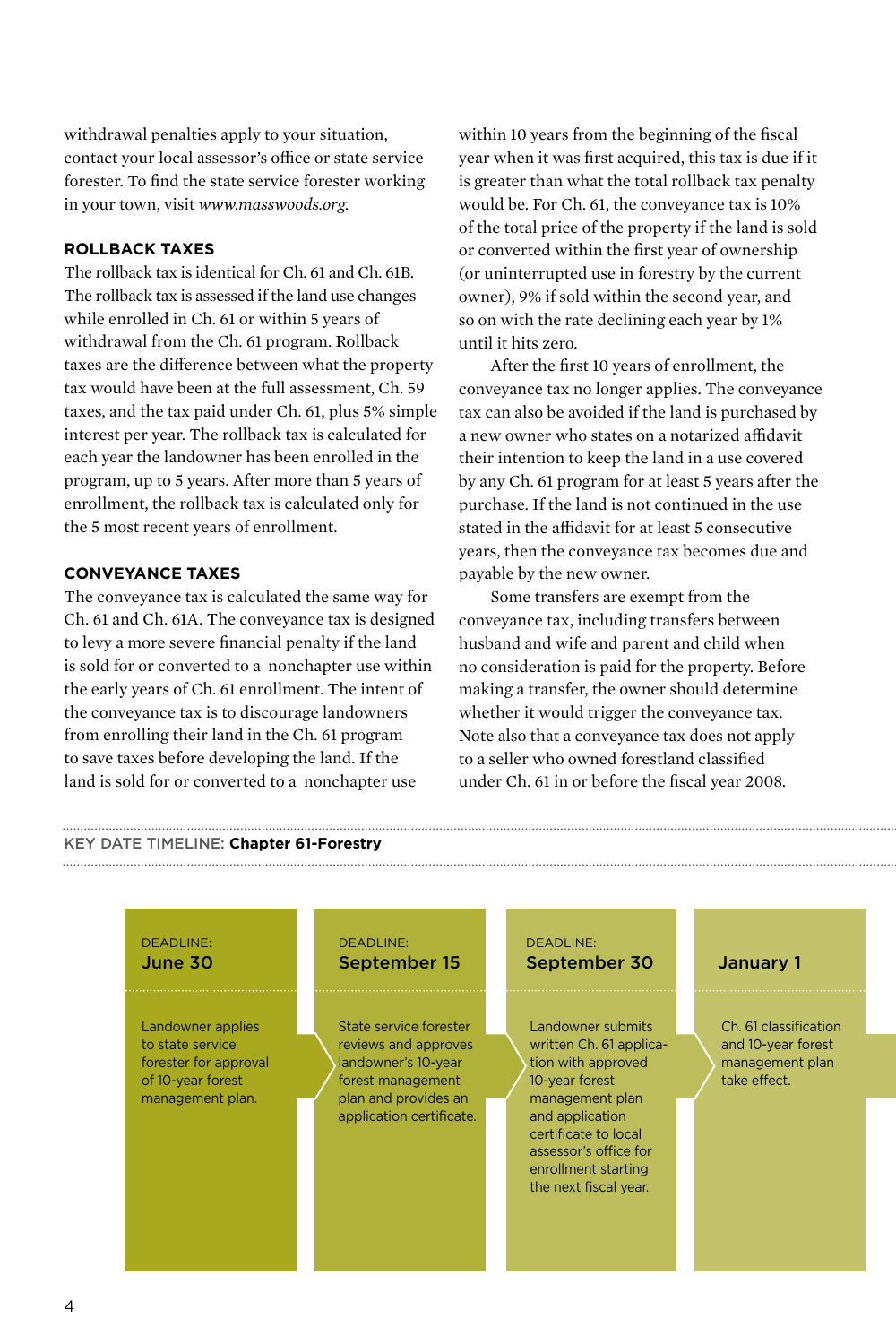withdrawal penalties apply to your situation, contact your local assessor's office or state service forester. To find the state service forester working in your town, visit *www.masswoods.org*.

#### ROLLBACK TAXES

The rollback tax is identical for Ch. 61 and Ch. 61B. The rollback tax is assessed if the land use changes while enrolled in Ch. 61 or within 5 years of withdrawal from the Ch. 61 program. Rollback taxes are the difference between what the property tax would have been at the full assessment, Ch. 59 taxes, and the tax paid under Ch. 61, plus 5% simple interest per year. The rollback tax is calculated for each year the landowner has been enrolled in the program, up to 5 years. After more than 5 years of enrollment, the rollback tax is calculated only for the 5 most recent years of enrollment.

#### CONVEYANCE TAXES

The conveyance tax is calculated the same way for Ch. 61 and Ch. 61A. The conveyance tax is designed to levy a more severe financial penalty if the land is sold for or converted to a nonchapter use within the early years of Ch. 61 enrollment. The intent of the conveyance tax is to discourage landowners from enrolling their land in the Ch. 61 program to save taxes before developing the land. If the land is sold for or converted to a nonchapter use within 10 years from the beginning of the fiscal year when it was first acquired, this tax is due if it is greater than what the total rollback tax penalty would be. For Ch. 61, the conveyance tax is 10% of the total price of the property if the land is sold or converted within the first year of ownership (or uninterrupted use in forestry by the current owner), 9% if sold within the second year, and so on with the rate declining each year by 1% until it hits zero.

After the first 10 years of enrollment, the conveyance tax no longer applies. The conveyance tax can also be avoided if the land is purchased by a new owner who states on a notarized affidavit their intention to keep the land in a use covered by any Ch. 61 program for at least 5 years after the purchase. If the land is not continued in the use stated in the affidavit for at least 5 consecutive years, then the conveyance tax becomes due and payable by the new owner.

Some transfers are exempt from the conveyance tax, including transfers between husband and wife and parent and child when no consideration is paid for the property. Before making a transfer, the owner should determine whether it would trigger the conveyance tax. Note also that a conveyance tax does not apply to a seller who owned forestland classified under Ch. 61 in or before the fiscal year 2008.

KEY DATE TIMELINE: **Chapter 61-Forestry**

| DEADLINE: June 30 | DEADLINE: September 15 | DEADLINE: September 30 | January 1 |
|---|---|---|---|
| Landowner applies to state service forester for approval of 10-year forest management plan. | State service forester reviews and approves landowner's 10-year forest management plan and provides an application certificate. | Landowner submits written Ch. 61 application with approved 10-year forest management plan and application certificate to local assessor's office for enrollment starting the next fiscal year. | Ch. 61 classification and 10-year forest management plan take effect. |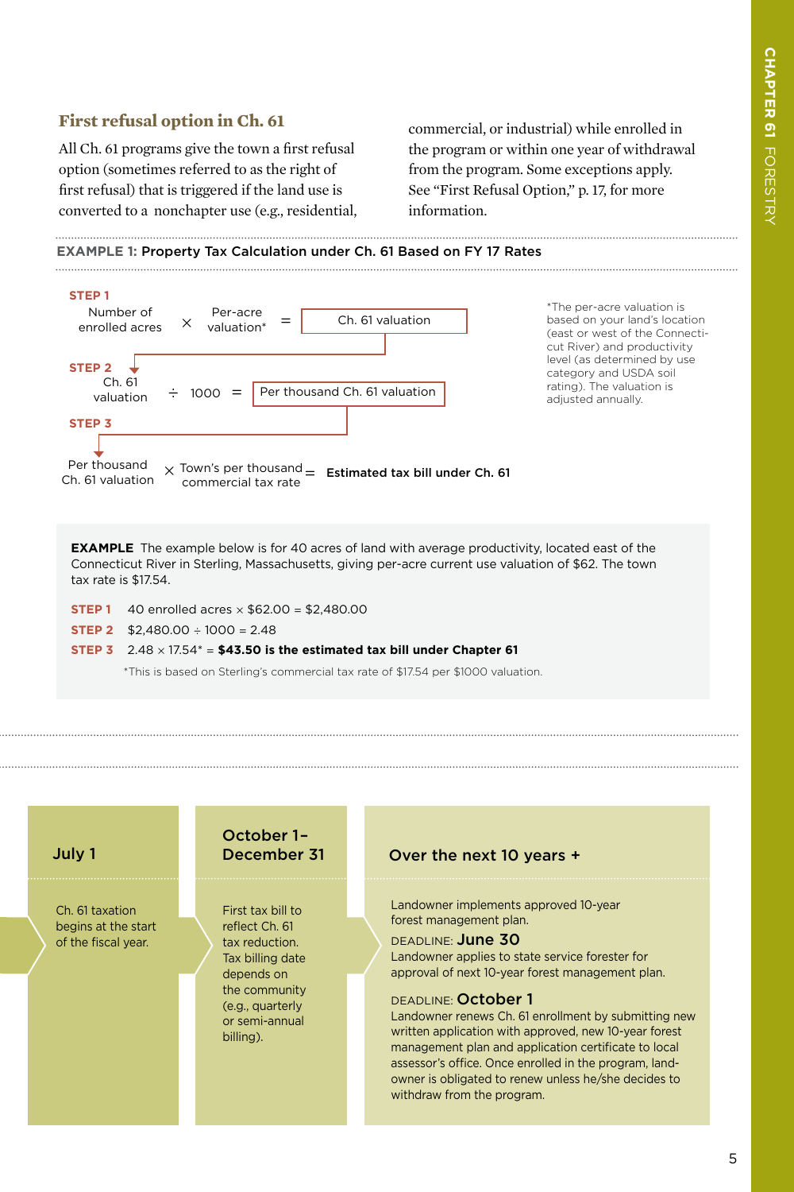### First refusal option in Ch. 61

All Ch. 61 programs give the town a first refusal option (sometimes referred to as the right of first refusal) that is triggered if the land use is converted to a nonchapter use (e.g., residential, commercial, or industrial) while enrolled in the program or within one year of withdrawal from the program. Some exceptions apply. See "First Refusal Option," p. 17, for more information.

**EXAMPLE 1: Property Tax Calculation under Ch. 61 Based on FY 17 Rates**

**STEP 1**
Number of enrolled acres × Per-acre valuation* = Ch. 61 valuation

**STEP 2**
Ch. 61 valuation ÷ 1000 = Per thousand Ch. 61 valuation

**STEP 3**
Per thousand Ch. 61 valuation × Town's per thousand commercial tax rate = **Estimated tax bill under Ch. 61**

*The per-acre valuation is based on your land's location (east or west of the Connecticut River) and productivity level (as determined by use category and USDA soil rating). The valuation is adjusted annually.

**EXAMPLE** The example below is for 40 acres of land with average productivity, located east of the Connecticut River in Sterling, Massachusetts, giving per-acre current use valuation of $62. The town tax rate is $17.54.

**STEP 1** 40 enrolled acres × $62.00 = $2,480.00

**STEP 2** $2,480.00 ÷ 1000 = 2.48

**STEP 3** 2.48 × 17.54* = **$43.50 is the estimated tax bill under Chapter 61**

*This is based on Sterling's commercial tax rate of $17.54 per $1000 valuation.

---

**July 1**

Ch. 61 taxation begins at the start of the fiscal year.

**October 1–December 31**

First tax bill to reflect Ch. 61 tax reduction. Tax billing date depends on the community (e.g., quarterly or semi-annual billing).

**Over the next 10 years +**

Landowner implements approved 10-year forest management plan.

DEADLINE: **June 30**
Landowner applies to state service forester for approval of next 10-year forest management plan.

DEADLINE: **October 1**
Landowner renews Ch. 61 enrollment by submitting new written application with approved, new 10-year forest management plan and application certificate to local assessor's office. Once enrolled in the program, landowner is obligated to renew unless he/she decides to withdraw from the program.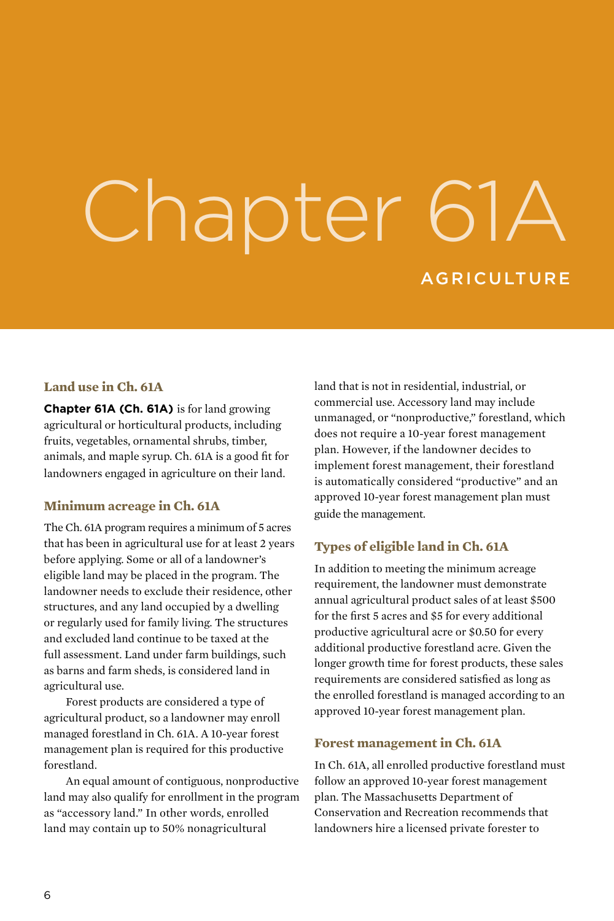# Chapter 61A

## AGRICULTURE

### Land use in Ch. 61A

**Chapter 61A (Ch. 61A)** is for land growing agricultural or horticultural products, including fruits, vegetables, ornamental shrubs, timber, animals, and maple syrup. Ch. 61A is a good fit for landowners engaged in agriculture on their land.

### Minimum acreage in Ch. 61A

The Ch. 61A program requires a minimum of 5 acres that has been in agricultural use for at least 2 years before applying. Some or all of a landowner's eligible land may be placed in the program. The landowner needs to exclude their residence, other structures, and any land occupied by a dwelling or regularly used for family living. The structures and excluded land continue to be taxed at the full assessment. Land under farm buildings, such as barns and farm sheds, is considered land in agricultural use.

Forest products are considered a type of agricultural product, so a landowner may enroll managed forestland in Ch. 61A. A 10-year forest management plan is required for this productive forestland.

An equal amount of contiguous, nonproductive land may also qualify for enrollment in the program as "accessory land." In other words, enrolled land may contain up to 50% nonagricultural land that is not in residential, industrial, or commercial use. Accessory land may include unmanaged, or "nonproductive," forestland, which does not require a 10-year forest management plan. However, if the landowner decides to implement forest management, their forestland is automatically considered "productive" and an approved 10-year forest management plan must guide the management.

### Types of eligible land in Ch. 61A

In addition to meeting the minimum acreage requirement, the landowner must demonstrate annual agricultural product sales of at least $500 for the first 5 acres and $5 for every additional productive agricultural acre or $0.50 for every additional productive forestland acre. Given the longer growth time for forest products, these sales requirements are considered satisfied as long as the enrolled forestland is managed according to an approved 10-year forest management plan.

### Forest management in Ch. 61A

In Ch. 61A, all enrolled productive forestland must follow an approved 10-year forest management plan. The Massachusetts Department of Conservation and Recreation recommends that landowners hire a licensed private forester to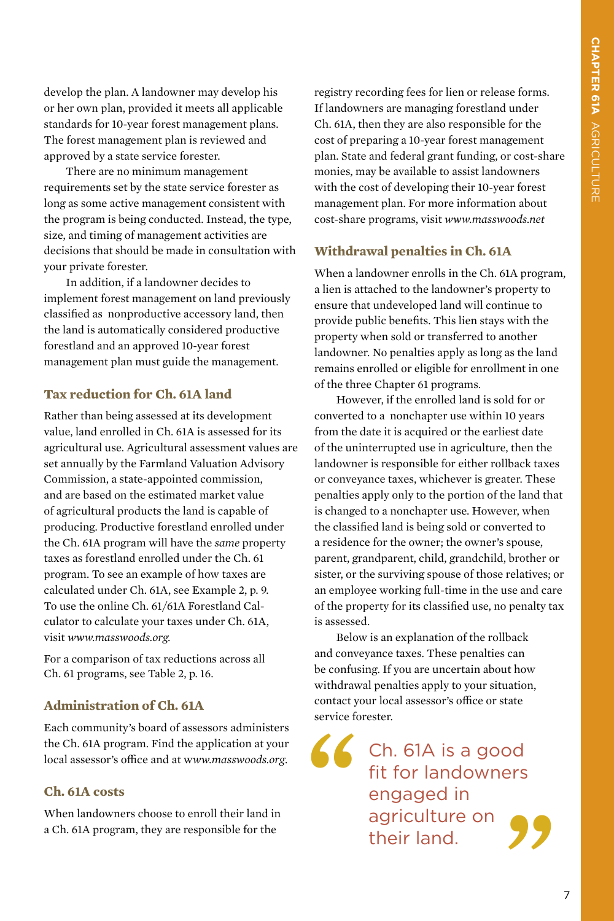develop the plan. A landowner may develop his or her own plan, provided it meets all applicable standards for 10-year forest management plans. The forest management plan is reviewed and approved by a state service forester.

There are no minimum management requirements set by the state service forester as long as some active management consistent with the program is being conducted. Instead, the type, size, and timing of management activities are decisions that should be made in consultation with your private forester.

In addition, if a landowner decides to implement forest management on land previously classified as nonproductive accessory land, then the land is automatically considered productive forestland and an approved 10-year forest management plan must guide the management.

### Tax reduction for Ch. 61A land

Rather than being assessed at its development value, land enrolled in Ch. 61A is assessed for its agricultural use. Agricultural assessment values are set annually by the Farmland Valuation Advisory Commission, a state-appointed commission, and are based on the estimated market value of agricultural products the land is capable of producing. Productive forestland enrolled under the Ch. 61A program will have the *same* property taxes as forestland enrolled under the Ch. 61 program. To see an example of how taxes are calculated under Ch. 61A, see Example 2, p. 9. To use the online Ch. 61/61A Forestland Calculator to calculate your taxes under Ch. 61A, visit *www.masswoods.org*.

For a comparison of tax reductions across all Ch. 61 programs, see Table 2, p. 16.

### Administration of Ch. 61A

Each community's board of assessors administers the Ch. 61A program. Find the application at your local assessor's office and at *www.masswoods.org*.

### Ch. 61A costs

When landowners choose to enroll their land in a Ch. 61A program, they are responsible for the registry recording fees for lien or release forms. If landowners are managing forestland under Ch. 61A, then they are also responsible for the cost of preparing a 10-year forest management plan. State and federal grant funding, or cost-share monies, may be available to assist landowners with the cost of developing their 10-year forest management plan. For more information about cost-share programs, visit *www.masswoods.net*

### Withdrawal penalties in Ch. 61A

When a landowner enrolls in the Ch. 61A program, a lien is attached to the landowner's property to ensure that undeveloped land will continue to provide public benefits. This lien stays with the property when sold or transferred to another landowner. No penalties apply as long as the land remains enrolled or eligible for enrollment in one of the three Chapter 61 programs.

However, if the enrolled land is sold for or converted to a nonchapter use within 10 years from the date it is acquired or the earliest date of the uninterrupted use in agriculture, then the landowner is responsible for either rollback taxes or conveyance taxes, whichever is greater. These penalties apply only to the portion of the land that is changed to a nonchapter use. However, when the classified land is being sold or converted to a residence for the owner; the owner's spouse, parent, grandparent, child, grandchild, brother or sister, or the surviving spouse of those relatives; or an employee working full-time in the use and care of the property for its classified use, no penalty tax is assessed.

Below is an explanation of the rollback and conveyance taxes. These penalties can be confusing. If you are uncertain about how withdrawal penalties apply to your situation, contact your local assessor's office or state service forester.

> "Ch. 61A is a good fit for landowners engaged in agriculture on their land."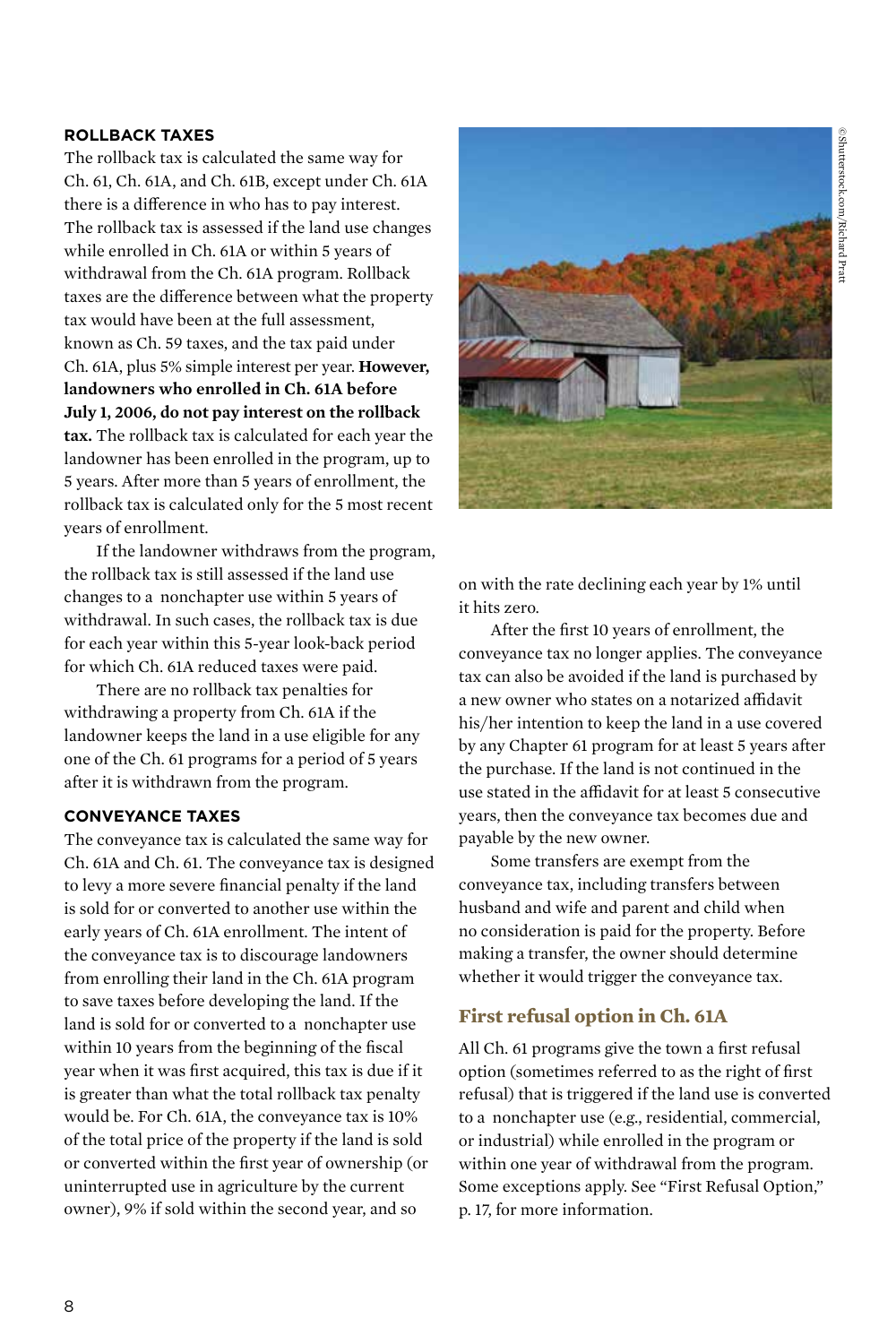#### ROLLBACK TAXES

The rollback tax is calculated the same way for Ch. 61, Ch. 61A, and Ch. 61B, except under Ch. 61A there is a difference in who has to pay interest. The rollback tax is assessed if the land use changes while enrolled in Ch. 61A or within 5 years of withdrawal from the Ch. 61A program. Rollback taxes are the difference between what the property tax would have been at the full assessment, known as Ch. 59 taxes, and the tax paid under Ch. 61A, plus 5% simple interest per year. **However, landowners who enrolled in Ch. 61A before July 1, 2006, do not pay interest on the rollback tax.** The rollback tax is calculated for each year the landowner has been enrolled in the program, up to 5 years. After more than 5 years of enrollment, the rollback tax is calculated only for the 5 most recent years of enrollment.

If the landowner withdraws from the program, the rollback tax is still assessed if the land use changes to a nonchapter use within 5 years of withdrawal. In such cases, the rollback tax is due for each year within this 5-year look-back period for which Ch. 61A reduced taxes were paid.

There are no rollback tax penalties for withdrawing a property from Ch. 61A if the landowner keeps the land in a use eligible for any one of the Ch. 61 programs for a period of 5 years after it is withdrawn from the program.

#### CONVEYANCE TAXES

The conveyance tax is calculated the same way for Ch. 61A and Ch. 61. The conveyance tax is designed to levy a more severe financial penalty if the land is sold for or converted to another use within the early years of Ch. 61A enrollment. The intent of the conveyance tax is to discourage landowners from enrolling their land in the Ch. 61A program to save taxes before developing the land. If the land is sold for or converted to a nonchapter use within 10 years from the beginning of the fiscal year when it was first acquired, this tax is due if it is greater than what the total rollback tax penalty would be. For Ch. 61A, the conveyance tax is 10% of the total price of the property if the land is sold or converted within the first year of ownership (or uninterrupted use in agriculture by the current owner), 9% if sold within the second year, and so on with the rate declining each year by 1% until it hits zero.

After the first 10 years of enrollment, the conveyance tax no longer applies. The conveyance tax can also be avoided if the land is purchased by a new owner who states on a notarized affidavit his/her intention to keep the land in a use covered by any Chapter 61 program for at least 5 years after the purchase. If the land is not continued in the use stated in the affidavit for at least 5 consecutive years, then the conveyance tax becomes due and payable by the new owner.

Some transfers are exempt from the conveyance tax, including transfers between husband and wife and parent and child when no consideration is paid for the property. Before making a transfer, the owner should determine whether it would trigger the conveyance tax.

## First refusal option in Ch. 61A

All Ch. 61 programs give the town a first refusal option (sometimes referred to as the right of first refusal) that is triggered if the land use is converted to a nonchapter use (e.g., residential, commercial, or industrial) while enrolled in the program or within one year of withdrawal from the program. Some exceptions apply. See "First Refusal Option," p. 17, for more information.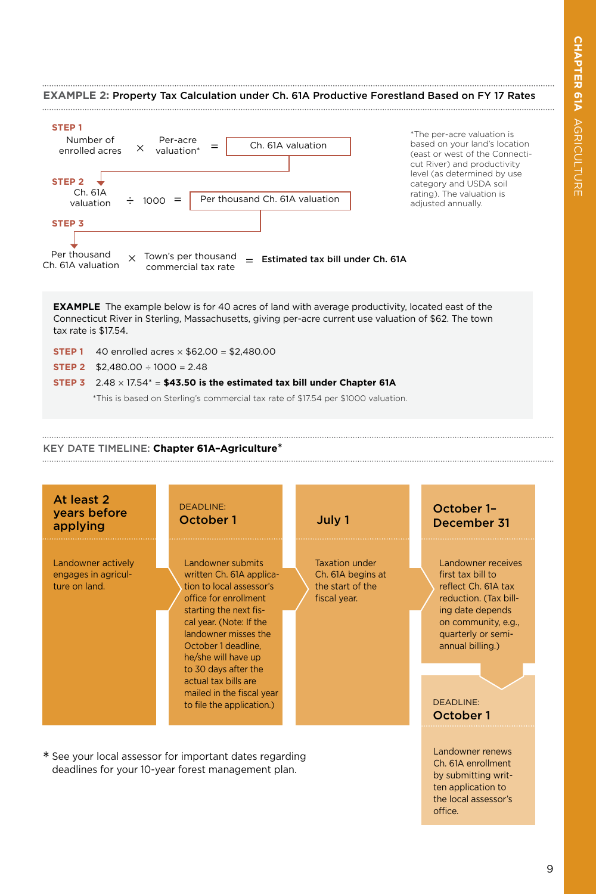## EXAMPLE 2: Property Tax Calculation under Ch. 61A Productive Forestland Based on FY 17 Rates

**STEP 1**

Number of enrolled acres × Per-acre valuation* = Ch. 61A valuation

**STEP 2**

Ch. 61A valuation ÷ 1000 = Per thousand Ch. 61A valuation

**STEP 3**

Per thousand Ch. 61A valuation × Town's per thousand commercial tax rate = **Estimated tax bill under Ch. 61A**

*The per-acre valuation is based on your land's location (east or west of the Connecticut River) and productivity level (as determined by use category and USDA soil rating). The valuation is adjusted annually.

**EXAMPLE** The example below is for 40 acres of land with average productivity, located east of the Connecticut River in Sterling, Massachusetts, giving per-acre current use valuation of $62. The town tax rate is $17.54.

**STEP 1** 40 enrolled acres × $62.00 = $2,480.00

**STEP 2** $2,480.00 ÷ 1000 = 2.48

**STEP 3** 2.48 × 17.54* = **$43.50 is the estimated tax bill under Chapter 61A**

*This is based on Sterling's commercial tax rate of $17.54 per $1000 valuation.

## KEY DATE TIMELINE: Chapter 61A–Agriculture*

**At least 2 years before applying**

Landowner actively engages in agriculture on land.

**DEADLINE: October 1**

Landowner submits written Ch. 61A application to local assessor's office for enrollment starting the next fiscal year. (Note: If the landowner misses the October 1 deadline, he/she will have up to 30 days after the actual tax bills are mailed in the fiscal year to file the application.)

**July 1**

Taxation under Ch. 61A begins at the start of the fiscal year.

**October 1–December 31**

Landowner receives first tax bill to reflect Ch. 61A tax reduction. (Tax billing date depends on community, e.g., quarterly or semi-annual billing.)

**DEADLINE: October 1**

Landowner renews Ch. 61A enrollment by submitting written application to the local assessor's office.

* See your local assessor for important dates regarding deadlines for your 10-year forest management plan.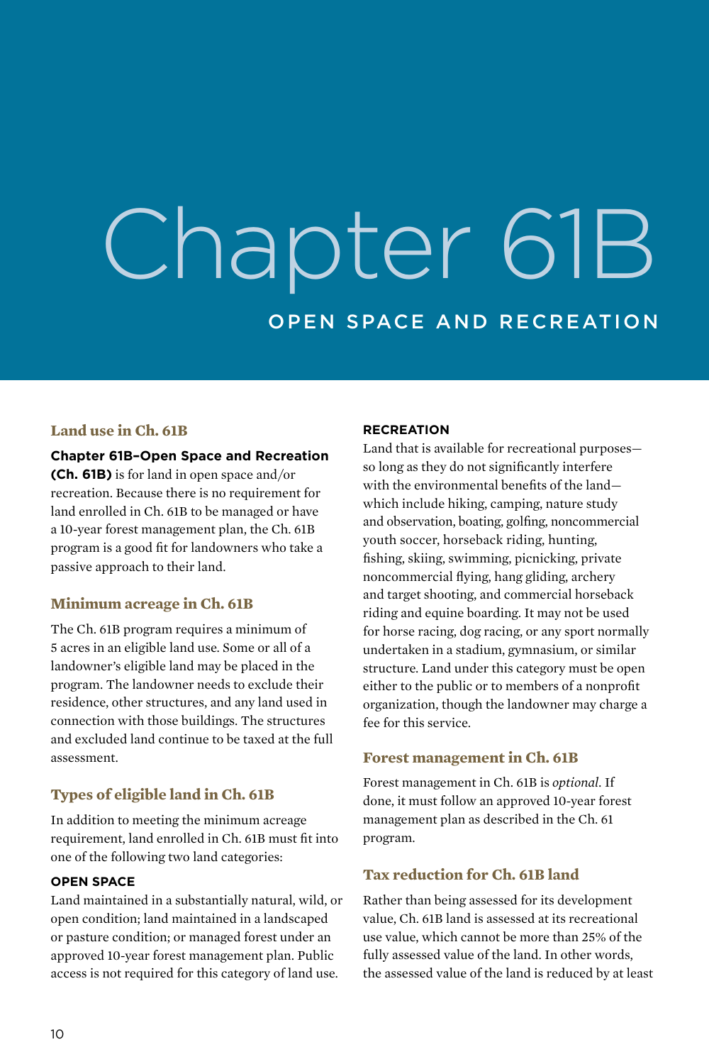# Chapter 61B

## OPEN SPACE AND RECREATION

### Land use in Ch. 61B

**Chapter 61B–Open Space and Recreation (Ch. 61B)** is for land in open space and/or recreation. Because there is no requirement for land enrolled in Ch. 61B to be managed or have a 10-year forest management plan, the Ch. 61B program is a good fit for landowners who take a passive approach to their land.

### Minimum acreage in Ch. 61B

The Ch. 61B program requires a minimum of 5 acres in an eligible land use. Some or all of a landowner's eligible land may be placed in the program. The landowner needs to exclude their residence, other structures, and any land used in connection with those buildings. The structures and excluded land continue to be taxed at the full assessment.

### Types of eligible land in Ch. 61B

In addition to meeting the minimum acreage requirement, land enrolled in Ch. 61B must fit into one of the following two land categories:

#### OPEN SPACE

Land maintained in a substantially natural, wild, or open condition; land maintained in a landscaped or pasture condition; or managed forest under an approved 10-year forest management plan. Public access is not required for this category of land use.

#### RECREATION

Land that is available for recreational purposes—so long as they do not significantly interfere with the environmental benefits of the land—which include hiking, camping, nature study and observation, boating, golfing, noncommercial youth soccer, horseback riding, hunting, fishing, skiing, swimming, picnicking, private noncommercial flying, hang gliding, archery and target shooting, and commercial horseback riding and equine boarding. It may not be used for horse racing, dog racing, or any sport normally undertaken in a stadium, gymnasium, or similar structure. Land under this category must be open either to the public or to members of a nonprofit organization, though the landowner may charge a fee for this service.

### Forest management in Ch. 61B

Forest management in Ch. 61B is *optional*. If done, it must follow an approved 10-year forest management plan as described in the Ch. 61 program.

### Tax reduction for Ch. 61B land

Rather than being assessed for its development value, Ch. 61B land is assessed at its recreational use value, which cannot be more than 25% of the fully assessed value of the land. In other words, the assessed value of the land is reduced by at least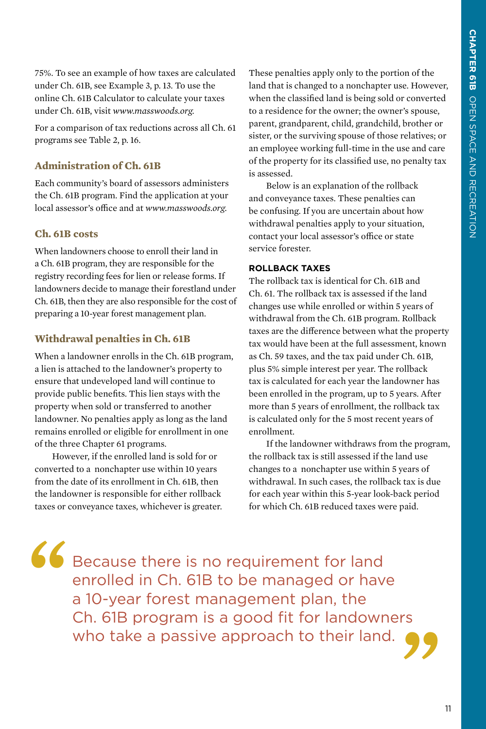75%. To see an example of how taxes are calculated under Ch. 61B, see Example 3, p. 13. To use the online Ch. 61B Calculator to calculate your taxes under Ch. 61B, visit *www.masswoods.org.*

For a comparison of tax reductions across all Ch. 61 programs see Table 2, p. 16.

### Administration of Ch. 61B

Each community's board of assessors administers the Ch. 61B program. Find the application at your local assessor's office and at *www.masswoods.org.*

### Ch. 61B costs

When landowners choose to enroll their land in a Ch. 61B program, they are responsible for the registry recording fees for lien or release forms. If landowners decide to manage their forestland under Ch. 61B, then they are also responsible for the cost of preparing a 10-year forest management plan.

### Withdrawal penalties in Ch. 61B

When a landowner enrolls in the Ch. 61B program, a lien is attached to the landowner's property to ensure that undeveloped land will continue to provide public benefits. This lien stays with the property when sold or transferred to another landowner. No penalties apply as long as the land remains enrolled or eligible for enrollment in one of the three Chapter 61 programs.

However, if the enrolled land is sold for or converted to a nonchapter use within 10 years from the date of its enrollment in Ch. 61B, then the landowner is responsible for either rollback taxes or conveyance taxes, whichever is greater. These penalties apply only to the portion of the land that is changed to a nonchapter use. However, when the classified land is being sold or converted to a residence for the owner; the owner's spouse, parent, grandparent, child, grandchild, brother or sister, or the surviving spouse of those relatives; or an employee working full-time in the use and care of the property for its classified use, no penalty tax is assessed.

Below is an explanation of the rollback and conveyance taxes. These penalties can be confusing. If you are uncertain about how withdrawal penalties apply to your situation, contact your local assessor's office or state service forester.

#### ROLLBACK TAXES

The rollback tax is identical for Ch. 61B and Ch. 61. The rollback tax is assessed if the land changes use while enrolled or within 5 years of withdrawal from the Ch. 61B program. Rollback taxes are the difference between what the property tax would have been at the full assessment, known as Ch. 59 taxes, and the tax paid under Ch. 61B, plus 5% simple interest per year. The rollback tax is calculated for each year the landowner has been enrolled in the program, up to 5 years. After more than 5 years of enrollment, the rollback tax is calculated only for the 5 most recent years of enrollment.

If the landowner withdraws from the program, the rollback tax is still assessed if the land use changes to a nonchapter use within 5 years of withdrawal. In such cases, the rollback tax is due for each year within this 5-year look-back period for which Ch. 61B reduced taxes were paid.

> "Because there is no requirement for land enrolled in Ch. 61B to be managed or have a 10-year forest management plan, the Ch. 61B program is a good fit for landowners who take a passive approach to their land."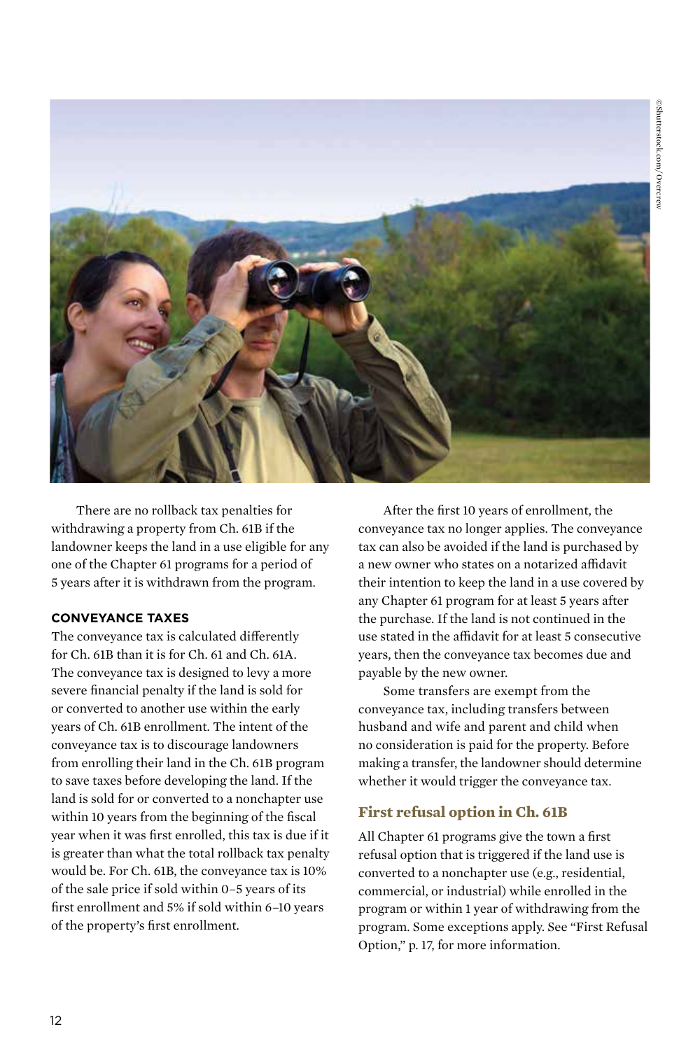There are no rollback tax penalties for withdrawing a property from Ch. 61B if the landowner keeps the land in a use eligible for any one of the Chapter 61 programs for a period of 5 years after it is withdrawn from the program.

**CONVEYANCE TAXES**

The conveyance tax is calculated differently for Ch. 61B than it is for Ch. 61 and Ch. 61A. The conveyance tax is designed to levy a more severe financial penalty if the land is sold for or converted to another use within the early years of Ch. 61B enrollment. The intent of the conveyance tax is to discourage landowners from enrolling their land in the Ch. 61B program to save taxes before developing the land. If the land is sold for or converted to a nonchapter use within 10 years from the beginning of the fiscal year when it was first enrolled, this tax is due if it is greater than what the total rollback tax penalty would be. For Ch. 61B, the conveyance tax is 10% of the sale price if sold within 0–5 years of its first enrollment and 5% if sold within 6–10 years of the property's first enrollment.

After the first 10 years of enrollment, the conveyance tax no longer applies. The conveyance tax can also be avoided if the land is purchased by a new owner who states on a notarized affidavit their intention to keep the land in a use covered by any Chapter 61 program for at least 5 years after the purchase. If the land is not continued in the use stated in the affidavit for at least 5 consecutive years, then the conveyance tax becomes due and payable by the new owner.

Some transfers are exempt from the conveyance tax, including transfers between husband and wife and parent and child when no consideration is paid for the property. Before making a transfer, the landowner should determine whether it would trigger the conveyance tax.

## First refusal option in Ch. 61B

All Chapter 61 programs give the town a first refusal option that is triggered if the land use is converted to a nonchapter use (e.g., residential, commercial, or industrial) while enrolled in the program or within 1 year of withdrawing from the program. Some exceptions apply. See "First Refusal Option," p. 17, for more information.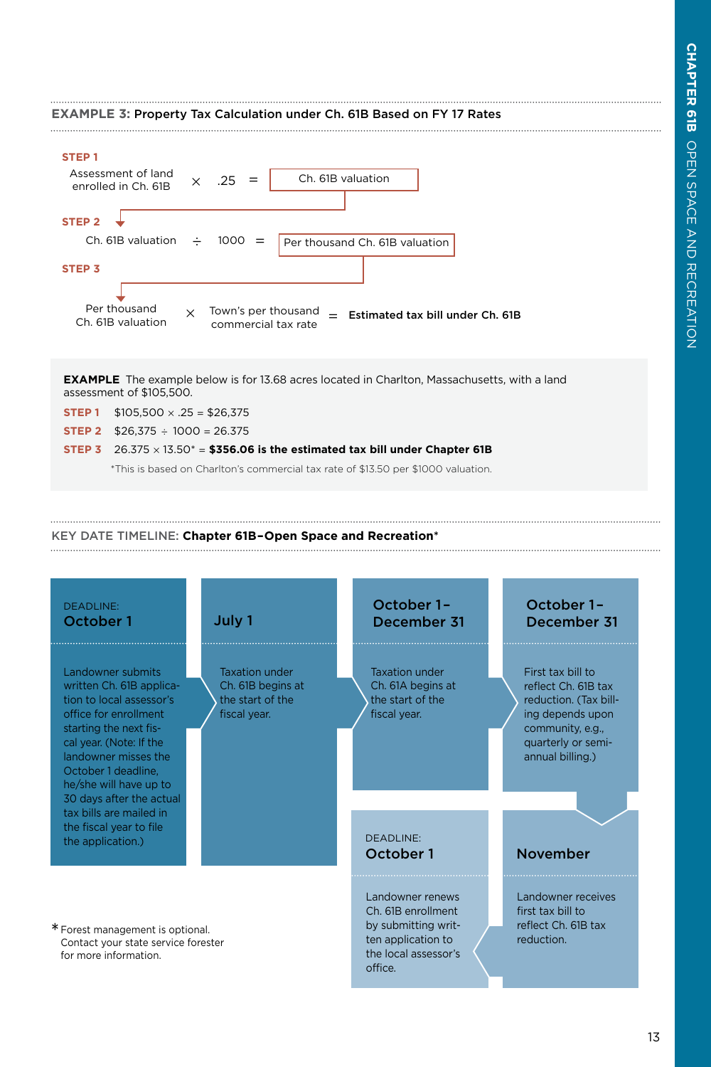## EXAMPLE 3: Property Tax Calculation under Ch. 61B Based on FY 17 Rates

**STEP 1**

Assessment of land enrolled in Ch. 61B × .25 = Ch. 61B valuation

**STEP 2**

Ch. 61B valuation ÷ 1000 = Per thousand Ch. 61B valuation

**STEP 3**

Per thousand Ch. 61B valuation × Town's per thousand commercial tax rate = **Estimated tax bill under Ch. 61B**

**EXAMPLE** The example below is for 13.68 acres located in Charlton, Massachusetts, with a land assessment of $105,500.

**STEP 1** $105,500 × .25 = $26,375

**STEP 2** $26,375 ÷ 1000 = 26.375

**STEP 3** 26.375 × 13.50* = **$356.06 is the estimated tax bill under Chapter 61B**

*This is based on Charlton's commercial tax rate of $13.50 per $1000 valuation.

## KEY DATE TIMELINE: Chapter 61B–Open Space and Recreation*

**DEADLINE: October 1**

Landowner submits written Ch. 61B application to local assessor's office for enrollment starting the next fiscal year. (Note: If the landowner misses the October 1 deadline, he/she will have up to 30 days after the actual tax bills are mailed in the fiscal year to file the application.)

**July 1**

Taxation under Ch. 61B begins at the start of the fiscal year.

**October 1–December 31**

Taxation under Ch. 61A begins at the start of the fiscal year.

**October 1–December 31**

First tax bill to reflect Ch. 61B tax reduction. (Tax billing depends upon community, e.g., quarterly or semi-annual billing.)

**November**

Landowner receives first tax bill to reflect Ch. 61B tax reduction.

**DEADLINE: October 1**

Landowner renews Ch. 61B enrollment by submitting written application to the local assessor's office.

*Forest management is optional. Contact your state service forester for more information.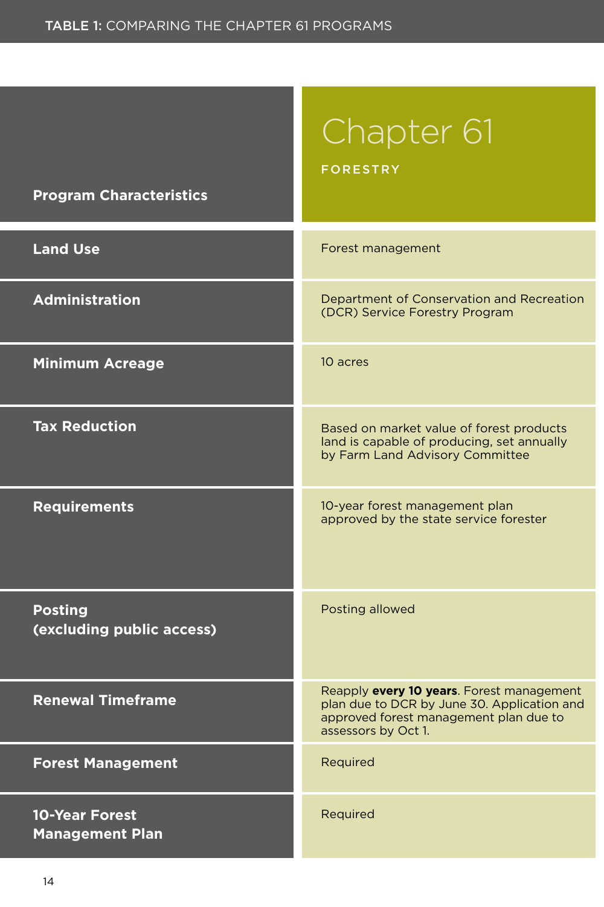**TABLE 1:** COMPARING THE CHAPTER 61 PROGRAMS

| Program Characteristics | Chapter 61 FORESTRY |
|---|---|
| **Land Use** | Forest management |
| **Administration** | Department of Conservation and Recreation (DCR) Service Forestry Program |
| **Minimum Acreage** | 10 acres |
| **Tax Reduction** | Based on market value of forest products land is capable of producing, set annually by Farm Land Advisory Committee |
| **Requirements** | 10-year forest management plan approved by the state service forester |
| **Posting (excluding public access)** | Posting allowed |
| **Renewal Timeframe** | Reapply **every 10 years**. Forest management plan due to DCR by June 30. Application and approved forest management plan due to assessors by Oct 1. |
| **Forest Management** | Required |
| **10-Year Forest Management Plan** | Required |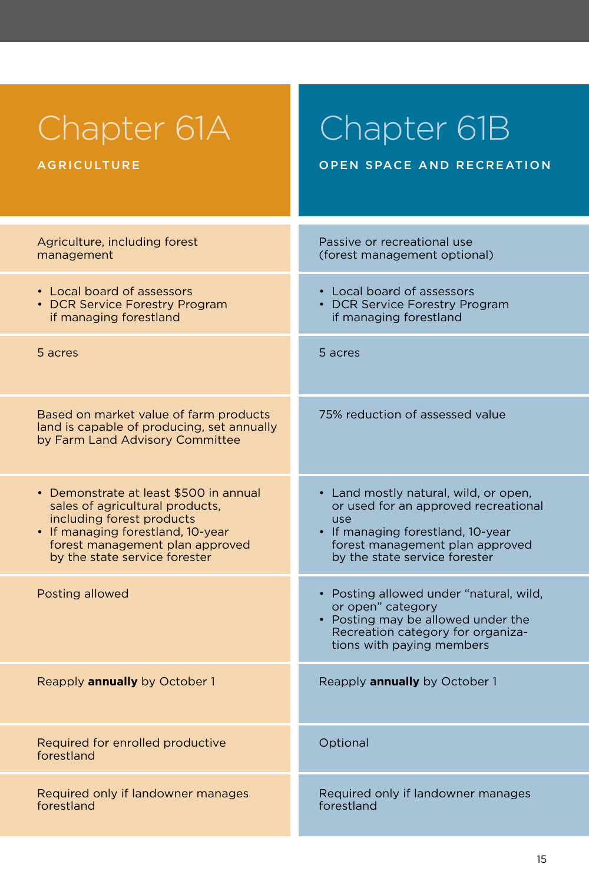| Chapter 61A<br>AGRICULTURE | Chapter 61B<br>OPEN SPACE AND RECREATION |
|---|---|
| Agriculture, including forest management | Passive or recreational use (forest management optional) |
| • Local board of assessors<br>• DCR Service Forestry Program if managing forestland | • Local board of assessors<br>• DCR Service Forestry Program if managing forestland |
| 5 acres | 5 acres |
| Based on market value of farm products land is capable of producing, set annually by Farm Land Advisory Committee | 75% reduction of assessed value |
| • Demonstrate at least $500 in annual sales of agricultural products, including forest products<br>• If managing forestland, 10-year forest management plan approved by the state service forester | • Land mostly natural, wild, or open, or used for an approved recreational use<br>• If managing forestland, 10-year forest management plan approved by the state service forester |
| Posting allowed | • Posting allowed under “natural, wild, or open” category<br>• Posting may be allowed under the Recreation category for organizations with paying members |
| Reapply **annually** by October 1 | Reapply **annually** by October 1 |
| Required for enrolled productive forestland | Optional |
| Required only if landowner manages forestland | Required only if landowner manages forestland |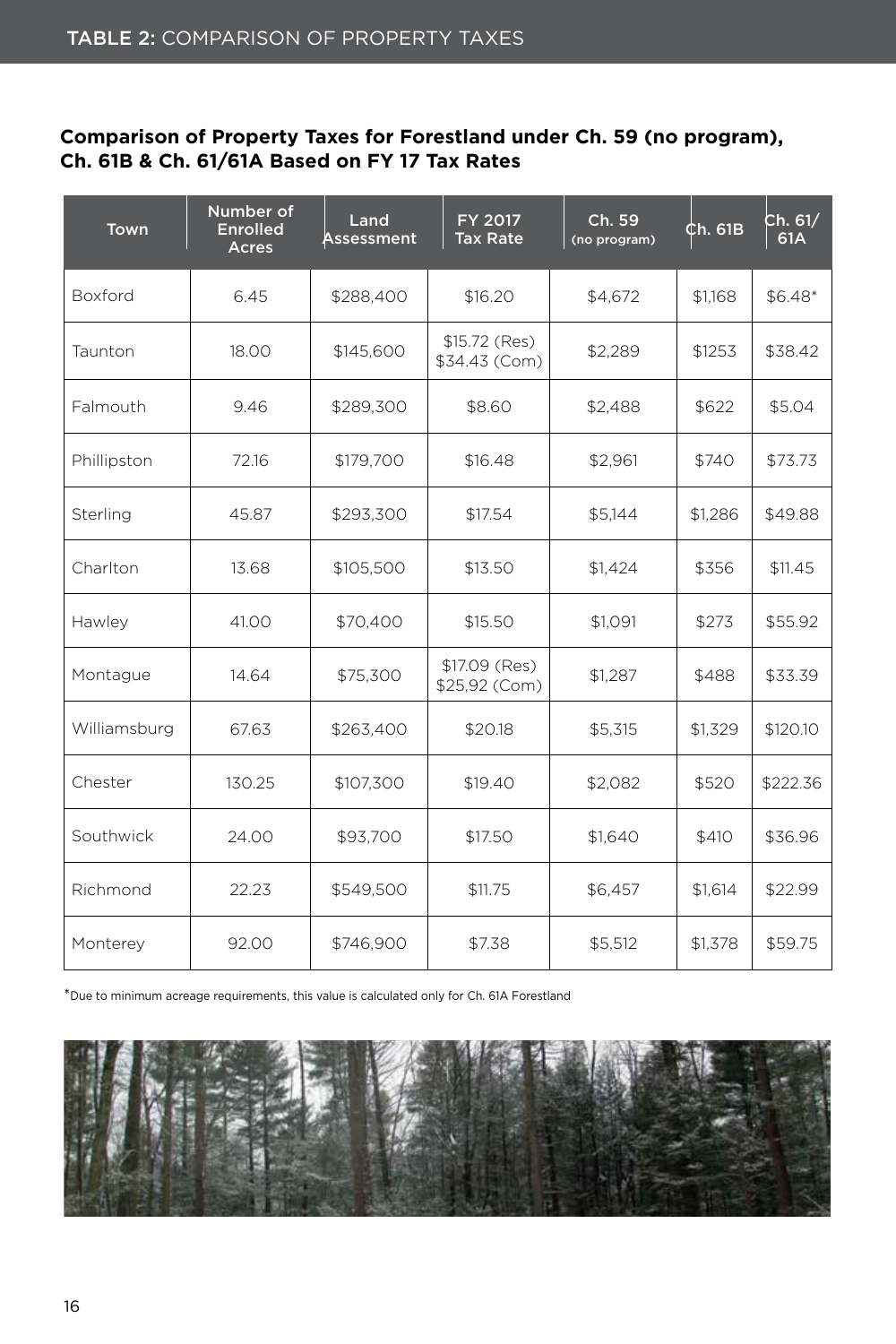## TABLE 2: COMPARISON OF PROPERTY TAXES

**Comparison of Property Taxes for Forestland under Ch. 59 (no program), Ch. 61B & Ch. 61/61A Based on FY 17 Tax Rates**

| Town | Number of Enrolled Acres | Land Assessment | FY 2017 Tax Rate | Ch. 59 (no program) | Ch. 61B | Ch. 61/ 61A |
|---|---|---|---|---|---|---|
| Boxford | 6.45 | $288,400 | $16.20 | $4,672 | $1,168 | $6.48* |
| Taunton | 18.00 | $145,600 | $15.72 (Res) $34.43 (Com) | $2,289 | $1253 | $38.42 |
| Falmouth | 9.46 | $289,300 | $8.60 | $2,488 | $622 | $5.04 |
| Phillipston | 72.16 | $179,700 | $16.48 | $2,961 | $740 | $73.73 |
| Sterling | 45.87 | $293,300 | $17.54 | $5,144 | $1,286 | $49.88 |
| Charlton | 13.68 | $105,500 | $13.50 | $1,424 | $356 | $11.45 |
| Hawley | 41.00 | $70,400 | $15.50 | $1,091 | $273 | $55.92 |
| Montague | 14.64 | $75,300 | $17.09 (Res) $25,92 (Com) | $1,287 | $488 | $33.39 |
| Williamsburg | 67.63 | $263,400 | $20.18 | $5,315 | $1,329 | $120.10 |
| Chester | 130.25 | $107,300 | $19.40 | $2,082 | $520 | $222.36 |
| Southwick | 24.00 | $93,700 | $17.50 | $1,640 | $410 | $36.96 |
| Richmond | 22.23 | $549,500 | $11.75 | $6,457 | $1,614 | $22.99 |
| Monterey | 92.00 | $746,900 | $7.38 | $5,512 | $1,378 | $59.75 |

*Due to minimum acreage requirements, this value is calculated only for Ch. 61A Forestland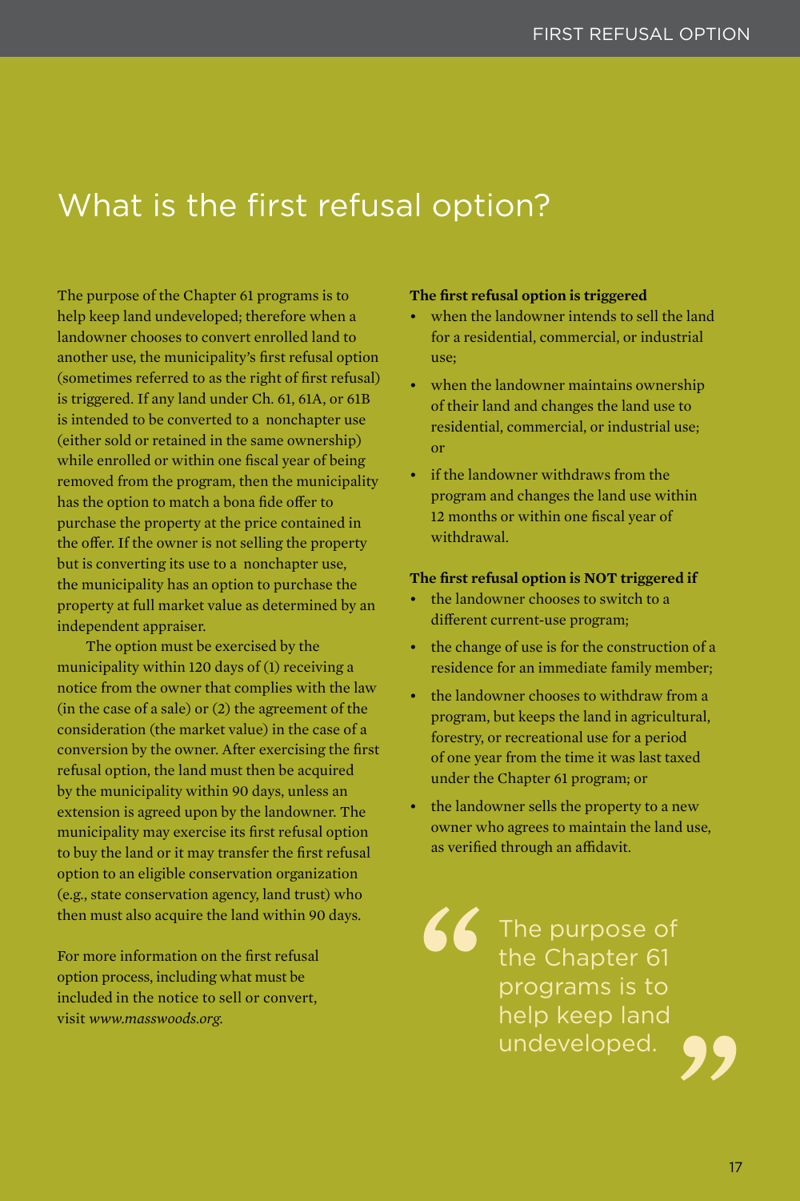# What is the first refusal option?

The purpose of the Chapter 61 programs is to help keep land undeveloped; therefore when a landowner chooses to convert enrolled land to another use, the municipality's first refusal option (sometimes referred to as the right of first refusal) is triggered. If any land under Ch. 61, 61A, or 61B is intended to be converted to a nonchapter use (either sold or retained in the same ownership) while enrolled or within one fiscal year of being removed from the program, then the municipality has the option to match a bona fide offer to purchase the property at the price contained in the offer. If the owner is not selling the property but is converting its use to a nonchapter use, the municipality has an option to purchase the property at full market value as determined by an independent appraiser.

The option must be exercised by the municipality within 120 days of (1) receiving a notice from the owner that complies with the law (in the case of a sale) or (2) the agreement of the consideration (the market value) in the case of a conversion by the owner. After exercising the first refusal option, the land must then be acquired by the municipality within 90 days, unless an extension is agreed upon by the landowner. The municipality may exercise its first refusal option to buy the land or it may transfer the first refusal option to an eligible conservation organization (e.g., state conservation agency, land trust) who then must also acquire the land within 90 days.

For more information on the first refusal option process, including what must be included in the notice to sell or convert, visit *www.masswoods.org.*

**The first refusal option is triggered**

- when the landowner intends to sell the land for a residential, commercial, or industrial use;
- when the landowner maintains ownership of their land and changes the land use to residential, commercial, or industrial use; or
- if the landowner withdraws from the program and changes the land use within 12 months or within one fiscal year of withdrawal.

**The first refusal option is NOT triggered if**

- the landowner chooses to switch to a different current-use program;
- the change of use is for the construction of a residence for an immediate family member;
- the landowner chooses to withdraw from a program, but keeps the land in agricultural, forestry, or recreational use for a period of one year from the time it was last taxed under the Chapter 61 program; or
- the landowner sells the property to a new owner who agrees to maintain the land use, as verified through an affidavit.

> "The purpose of the Chapter 61 programs is to help keep land undeveloped."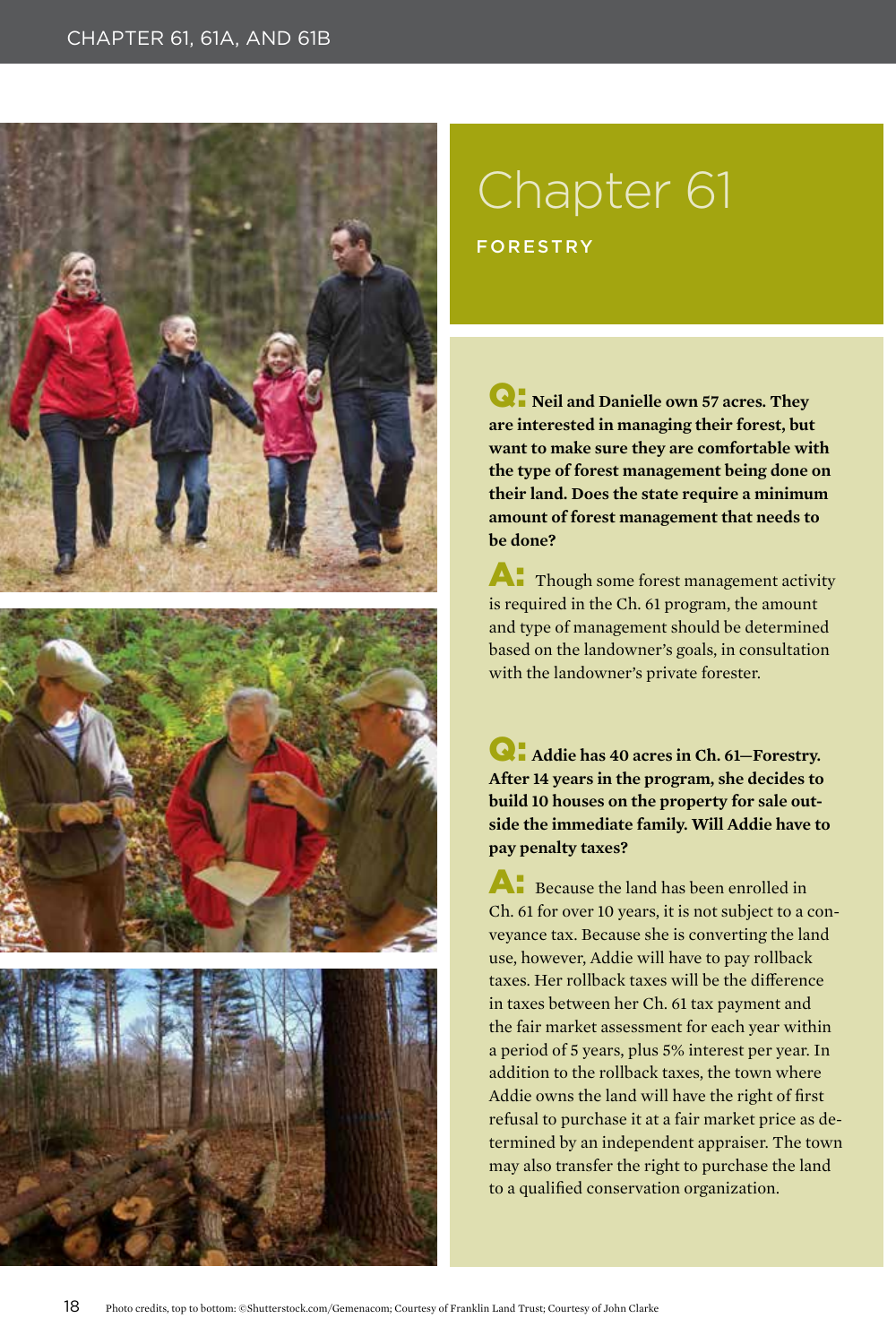# Chapter 61

## FORESTRY

**Q: Neil and Danielle own 57 acres. They are interested in managing their forest, but want to make sure they are comfortable with the type of forest management being done on their land. Does the state require a minimum amount of forest management that needs to be done?**

**A:** Though some forest management activity is required in the Ch. 61 program, the amount and type of management should be determined based on the landowner's goals, in consultation with the landowner's private forester.

**Q: Addie has 40 acres in Ch. 61–Forestry. After 14 years in the program, she decides to build 10 houses on the property for sale outside the immediate family. Will Addie have to pay penalty taxes?**

**A:** Because the land has been enrolled in Ch. 61 for over 10 years, it is not subject to a conveyance tax. Because she is converting the land use, however, Addie will have to pay rollback taxes. Her rollback taxes will be the difference in taxes between her Ch. 61 tax payment and the fair market assessment for each year within a period of 5 years, plus 5% interest per year. In addition to the rollback taxes, the town where Addie owns the land will have the right of first refusal to purchase it at a fair market price as determined by an independent appraiser. The town may also transfer the right to purchase the land to a qualified conservation organization.

Photo credits, top to bottom: ©Shutterstock.com/Gemenacom; Courtesy of Franklin Land Trust; Courtesy of John Clarke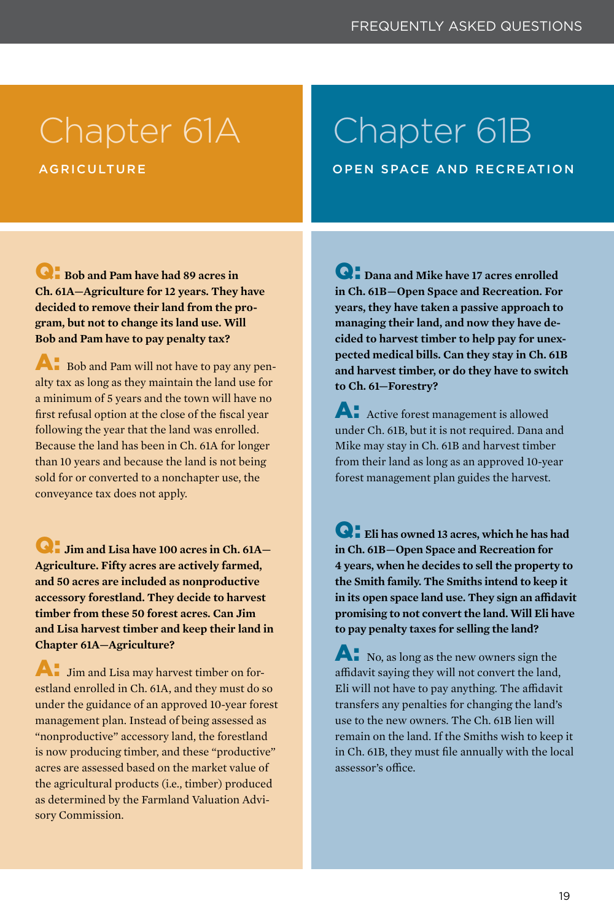## Chapter 61A

### AGRICULTURE

**Q: Bob and Pam have had 89 acres in Ch. 61A—Agriculture for 12 years. They have decided to remove their land from the program, but not to change its land use. Will Bob and Pam have to pay penalty tax?**

**A:** Bob and Pam will not have to pay any penalty tax as long as they maintain the land use for a minimum of 5 years and the town will have no first refusal option at the close of the fiscal year following the year that the land was enrolled. Because the land has been in Ch. 61A for longer than 10 years and because the land is not being sold for or converted to a nonchapter use, the conveyance tax does not apply.

**Q: Jim and Lisa have 100 acres in Ch. 61A—Agriculture. Fifty acres are actively farmed, and 50 acres are included as nonproductive accessory forestland. They decide to harvest timber from these 50 forest acres. Can Jim and Lisa harvest timber and keep their land in Chapter 61A—Agriculture?**

**A:** Jim and Lisa may harvest timber on forestland enrolled in Ch. 61A, and they must do so under the guidance of an approved 10-year forest management plan. Instead of being assessed as "nonproductive" accessory land, the forestland is now producing timber, and these "productive" acres are assessed based on the market value of the agricultural products (i.e., timber) produced as determined by the Farmland Valuation Advisory Commission.

## Chapter 61B

### OPEN SPACE AND RECREATION

**Q: Dana and Mike have 17 acres enrolled in Ch. 61B—Open Space and Recreation. For years, they have taken a passive approach to managing their land, and now they have decided to harvest timber to help pay for unexpected medical bills. Can they stay in Ch. 61B and harvest timber, or do they have to switch to Ch. 61—Forestry?**

**A:** Active forest management is allowed under Ch. 61B, but it is not required. Dana and Mike may stay in Ch. 61B and harvest timber from their land as long as an approved 10-year forest management plan guides the harvest.

**Q: Eli has owned 13 acres, which he has had in Ch. 61B—Open Space and Recreation for 4 years, when he decides to sell the property to the Smith family. The Smiths intend to keep it in its open space land use. They sign an affidavit promising to not convert the land. Will Eli have to pay penalty taxes for selling the land?**

**A:** No, as long as the new owners sign the affidavit saying they will not convert the land, Eli will not have to pay anything. The affidavit transfers any penalties for changing the land's use to the new owners. The Ch. 61B lien will remain on the land. If the Smiths wish to keep it in Ch. 61B, they must file annually with the local assessor's office.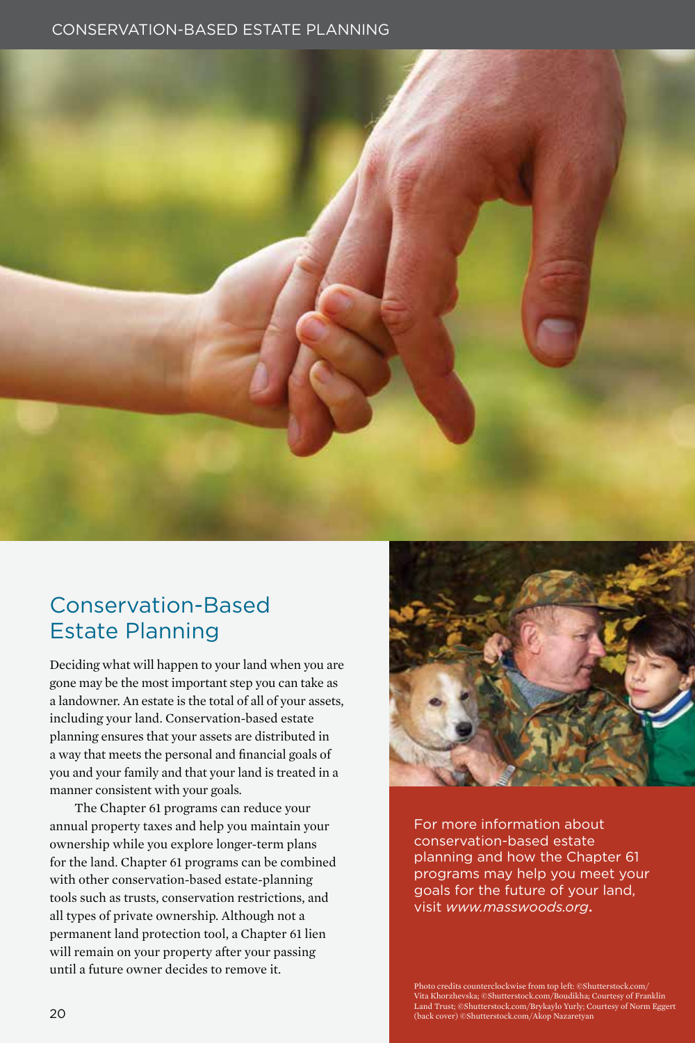# Conservation-Based Estate Planning

Deciding what will happen to your land when you are gone may be the most important step you can take as a landowner. An estate is the total of all of your assets, including your land. Conservation-based estate planning ensures that your assets are distributed in a way that meets the personal and financial goals of you and your family and that your land is treated in a manner consistent with your goals.

The Chapter 61 programs can reduce your annual property taxes and help you maintain your ownership while you explore longer-term plans for the land. Chapter 61 programs can be combined with other conservation-based estate-planning tools such as trusts, conservation restrictions, and all types of private ownership. Although not a permanent land protection tool, a Chapter 61 lien will remain on your property after your passing until a future owner decides to remove it.

For more information about conservation-based estate planning and how the Chapter 61 programs may help you meet your goals for the future of your land, visit *www.masswoods.org*.

Photo credits counterclockwise from top left: ©Shutterstock.com/Vita Khorzhevska; ©Shutterstock.com/Boudikha; Courtesy of Franklin Land Trust; ©Shutterstock.com/Brykaylo Yurly; Courtesy of Norm Eggert (back cover) ©Shutterstock.com/Akop Nazaretyan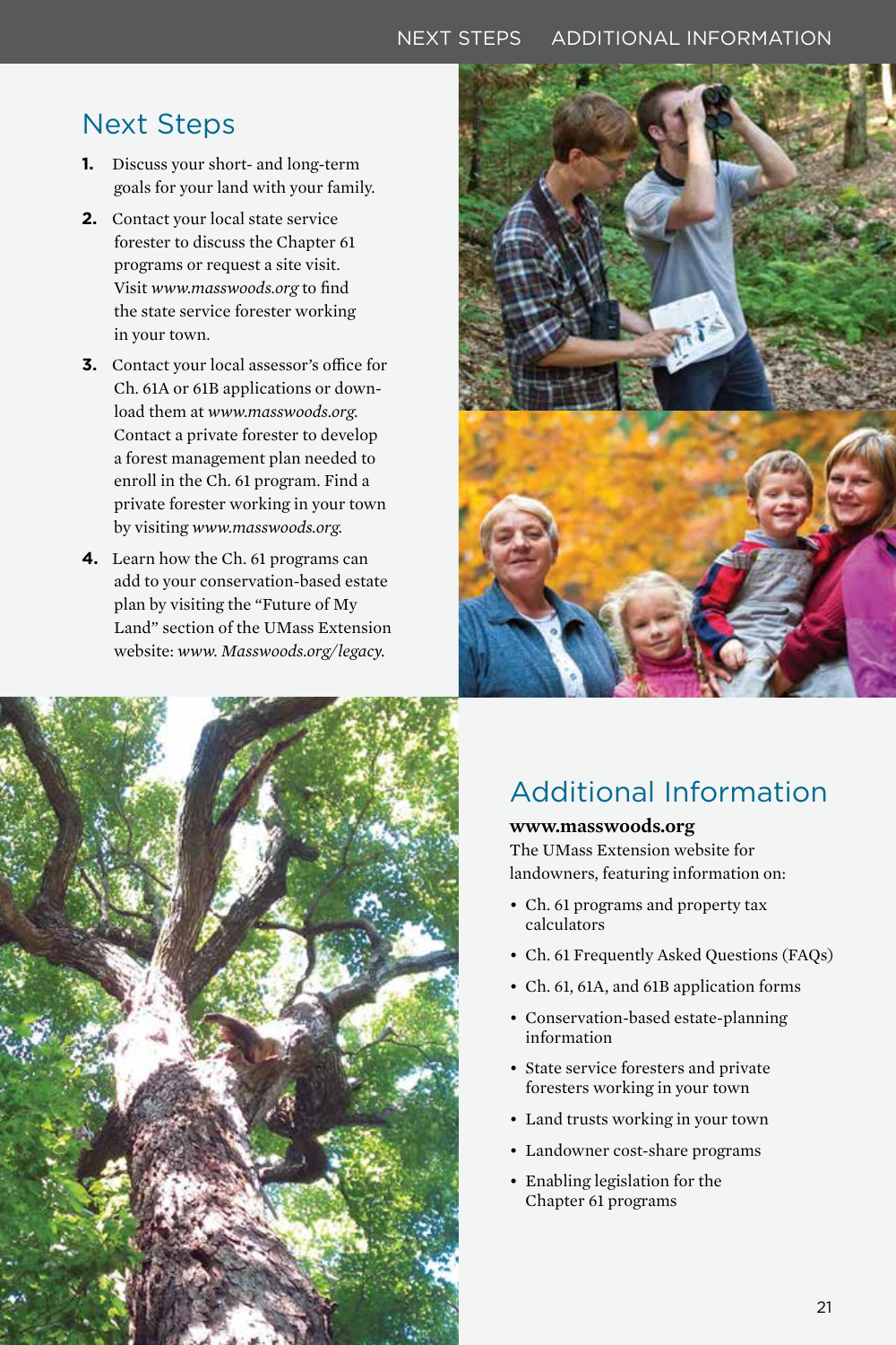## Next Steps

1. Discuss your short- and long-term goals for your land with your family.
2. Contact your local state service forester to discuss the Chapter 61 programs or request a site visit. Visit *www.masswoods.org* to find the state service forester working in your town.
3. Contact your local assessor's office for Ch. 61A or 61B applications or download them at *www.masswoods.org*. Contact a private forester to develop a forest management plan needed to enroll in the Ch. 61 program. Find a private forester working in your town by visiting *www.masswoods.org*.
4. Learn how the Ch. 61 programs can add to your conservation-based estate plan by visiting the "Future of My Land" section of the UMass Extension website: *www. Masswoods.org/legacy*.

## Additional Information

**www.masswoods.org**
The UMass Extension website for landowners, featuring information on:

- Ch. 61 programs and property tax calculators
- Ch. 61 Frequently Asked Questions (FAQs)
- Ch. 61, 61A, and 61B application forms
- Conservation-based estate-planning information
- State service foresters and private foresters working in your town
- Land trusts working in your town
- Landowner cost-share programs
- Enabling legislation for the Chapter 61 programs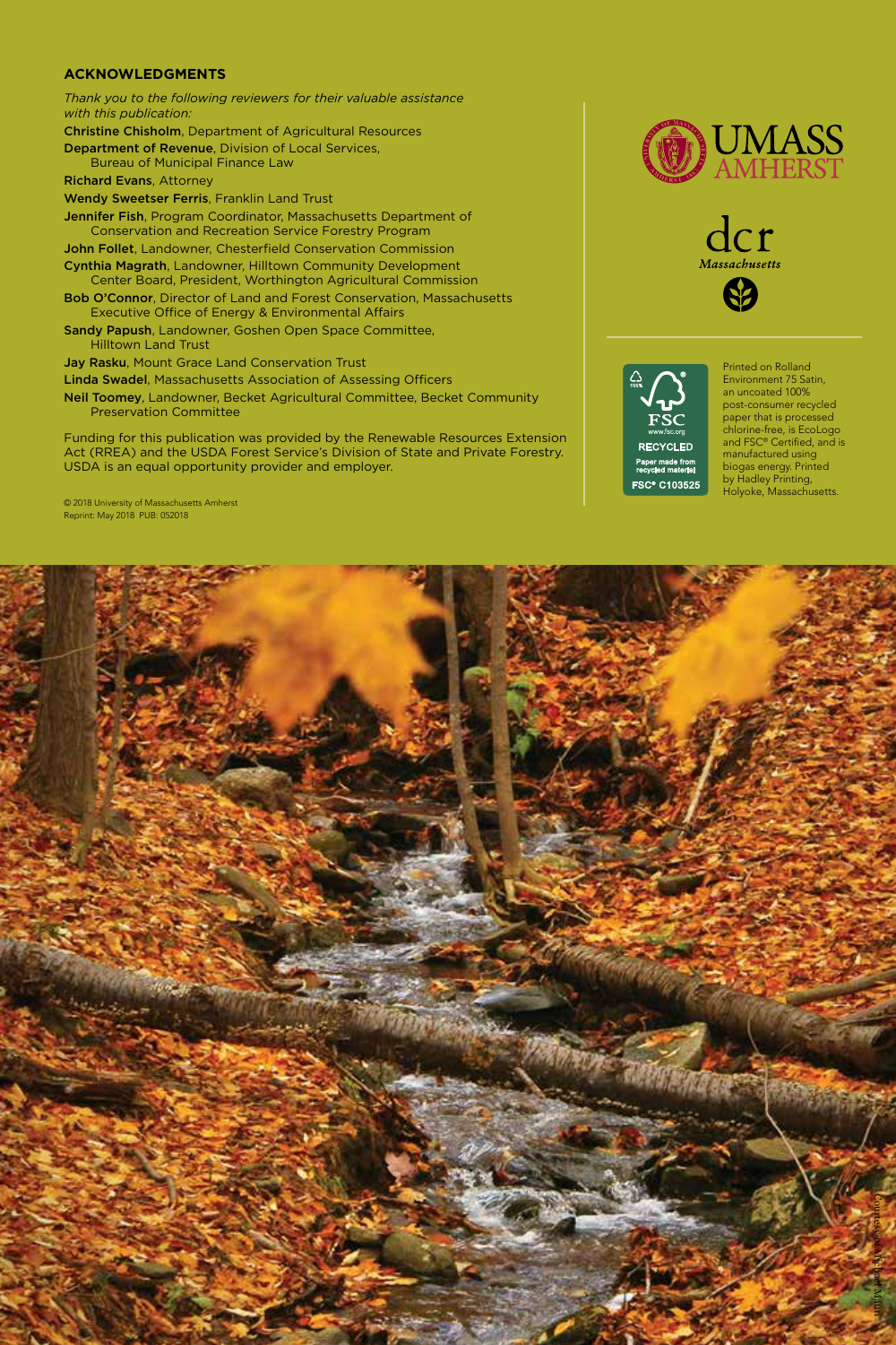## ACKNOWLEDGMENTS

*Thank you to the following reviewers for their valuable assistance with this publication:*

**Christine Chisholm**, Department of Agricultural Resources

**Department of Revenue**, Division of Local Services, Bureau of Municipal Finance Law

**Richard Evans**, Attorney

**Wendy Sweetser Ferris**, Franklin Land Trust

**Jennifer Fish**, Program Coordinator, Massachusetts Department of Conservation and Recreation Service Forestry Program

**John Follet**, Landowner, Chesterfield Conservation Commission

**Cynthia Magrath**, Landowner, Hilltown Community Development Center Board, President, Worthington Agricultural Commission

**Bob O'Connor**, Director of Land and Forest Conservation, Massachusetts Executive Office of Energy & Environmental Affairs

**Sandy Papush**, Landowner, Goshen Open Space Committee, Hilltown Land Trust

**Jay Rasku**, Mount Grace Land Conservation Trust

**Linda Swadel**, Massachusetts Association of Assessing Officers

**Neil Toomey**, Landowner, Becket Agricultural Committee, Becket Community Preservation Committee

Funding for this publication was provided by the Renewable Resources Extension Act (RREA) and the USDA Forest Service's Division of State and Private Forestry. USDA is an equal opportunity provider and employer.

© 2018 University of Massachusetts Amherst
Reprint: May 2018 PUB: 052018

UMASS AMHERST

dcr Massachusetts

FSC
www.fsc.org
RECYCLED
Paper made from recycled material
FSC® C103525

Printed on Rolland Environment 75 Satin, an uncoated 100% post-consumer recycled paper that is processed chlorine-free, is EcoLogo and FSC® Certified, and is manufactured using biogas energy. Printed by Hadley Printing, Holyoke, Massachusetts.

Courtesy of Michael Mauri